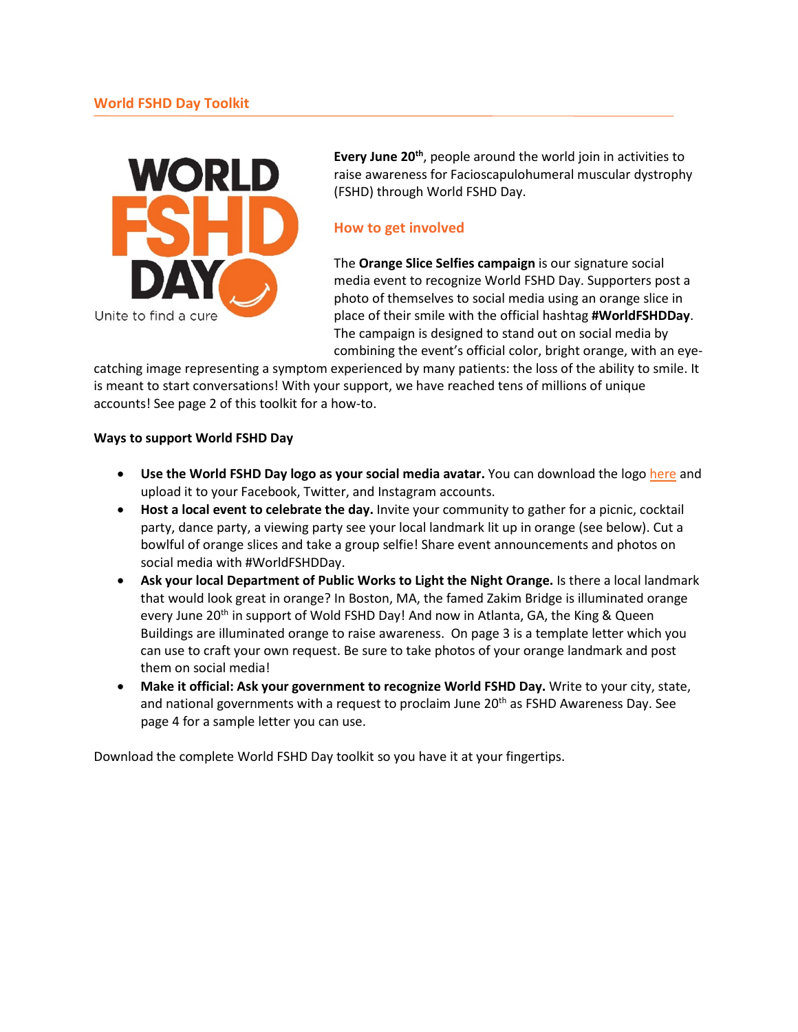# World FSHD Day Toolkit

**Every June 20th**, people around the world join in activities to raise awareness for Facioscapulohumeral muscular dystrophy (FSHD) through World FSHD Day.

## How to get involved

The **Orange Slice Selfies campaign** is our signature social media event to recognize World FSHD Day. Supporters post a photo of themselves to social media using an orange slice in place of their smile with the official hashtag **#WorldFSHDDay**. The campaign is designed to stand out on social media by combining the event's official color, bright orange, with an eye-catching image representing a symptom experienced by many patients: the loss of the ability to smile. It is meant to start conversations! With your support, we have reached tens of millions of unique accounts! See page 2 of this toolkit for a how-to.

**Ways to support World FSHD Day**

- **Use the World FSHD Day logo as your social media avatar.** You can download the logo here and upload it to your Facebook, Twitter, and Instagram accounts.
- **Host a local event to celebrate the day.** Invite your community to gather for a picnic, cocktail party, dance party, a viewing party see your local landmark lit up in orange (see below). Cut a bowlful of orange slices and take a group selfie! Share event announcements and photos on social media with #WorldFSHDDay.
- **Ask your local Department of Public Works to Light the Night Orange.** Is there a local landmark that would look great in orange? In Boston, MA, the famed Zakim Bridge is illuminated orange every June 20th in support of Wold FSHD Day! And now in Atlanta, GA, the King & Queen Buildings are illuminated orange to raise awareness. On page 3 is a template letter which you can use to craft your own request. Be sure to take photos of your orange landmark and post them on social media!
- **Make it official: Ask your government to recognize World FSHD Day.** Write to your city, state, and national governments with a request to proclaim June 20th as FSHD Awareness Day. See page 4 for a sample letter you can use.

Download the complete World FSHD Day toolkit so you have it at your fingertips.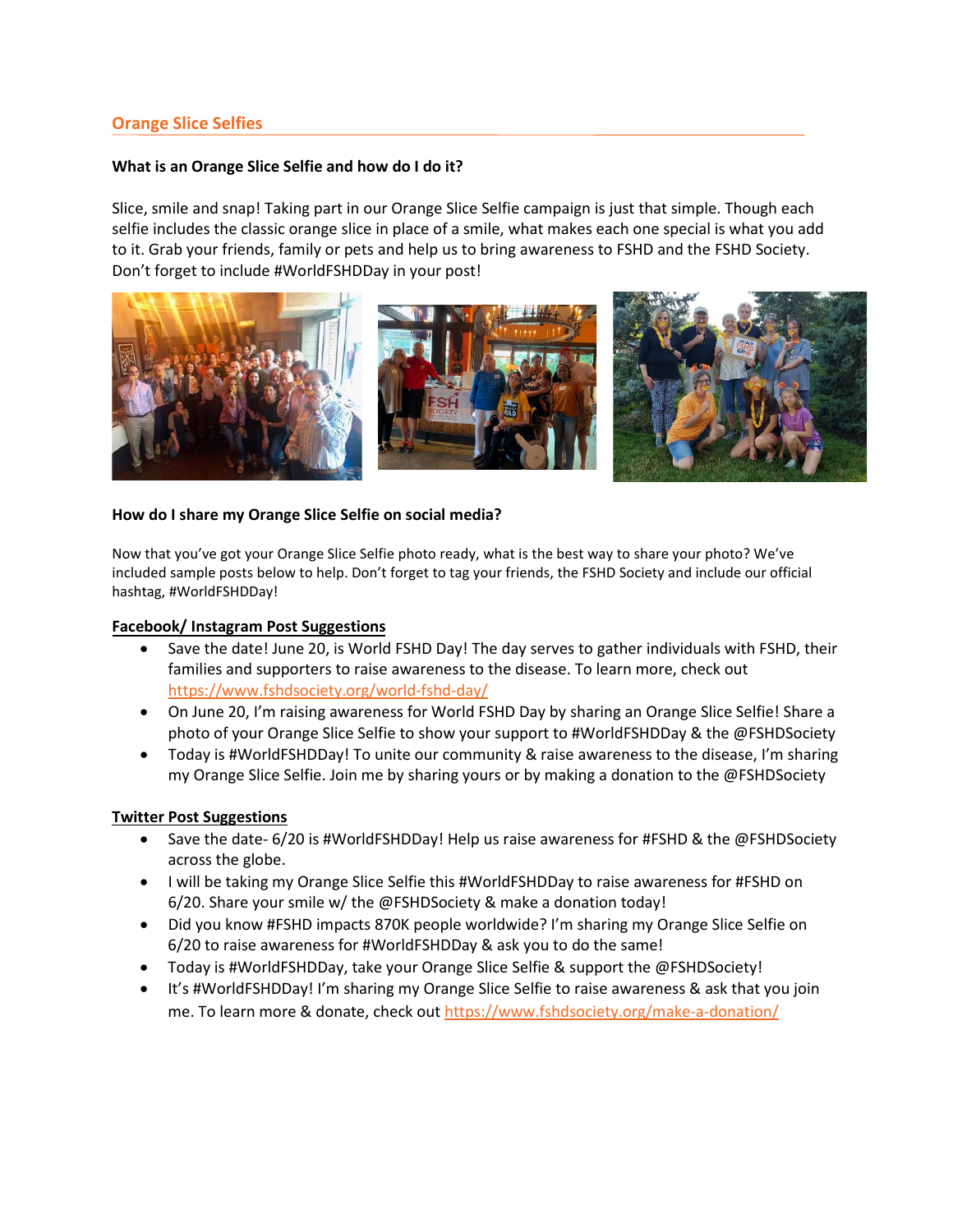## Orange Slice Selfies

### What is an Orange Slice Selfie and how do I do it?

Slice, smile and snap! Taking part in our Orange Slice Selfie campaign is just that simple. Though each selfie includes the classic orange slice in place of a smile, what makes each one special is what you add to it. Grab your friends, family or pets and help us to bring awareness to FSHD and the FSHD Society. Don't forget to include #WorldFSHDDay in your post!

### How do I share my Orange Slice Selfie on social media?

Now that you've got your Orange Slice Selfie photo ready, what is the best way to share your photo? We've included sample posts below to help. Don't forget to tag your friends, the FSHD Society and include our official hashtag, #WorldFSHDDay!

**Facebook/ Instagram Post Suggestions**

- Save the date! June 20, is World FSHD Day! The day serves to gather individuals with FSHD, their families and supporters to raise awareness to the disease. To learn more, check out https://www.fshdsociety.org/world-fshd-day/
- On June 20, I'm raising awareness for World FSHD Day by sharing an Orange Slice Selfie! Share a photo of your Orange Slice Selfie to show your support to #WorldFSHDDay & the @FSHDSociety
- Today is #WorldFSHDDay! To unite our community & raise awareness to the disease, I'm sharing my Orange Slice Selfie. Join me by sharing yours or by making a donation to the @FSHDSociety

**Twitter Post Suggestions**

- Save the date- 6/20 is #WorldFSHDDay! Help us raise awareness for #FSHD & the @FSHDSociety across the globe.
- I will be taking my Orange Slice Selfie this #WorldFSHDDay to raise awareness for #FSHD on 6/20. Share your smile w/ the @FSHDSociety & make a donation today!
- Did you know #FSHD impacts 870K people worldwide? I'm sharing my Orange Slice Selfie on 6/20 to raise awareness for #WorldFSHDDay & ask you to do the same!
- Today is #WorldFSHDDay, take your Orange Slice Selfie & support the @FSHDSociety!
- It's #WorldFSHDDay! I'm sharing my Orange Slice Selfie to raise awareness & ask that you join me. To learn more & donate, check out https://www.fshdsociety.org/make-a-donation/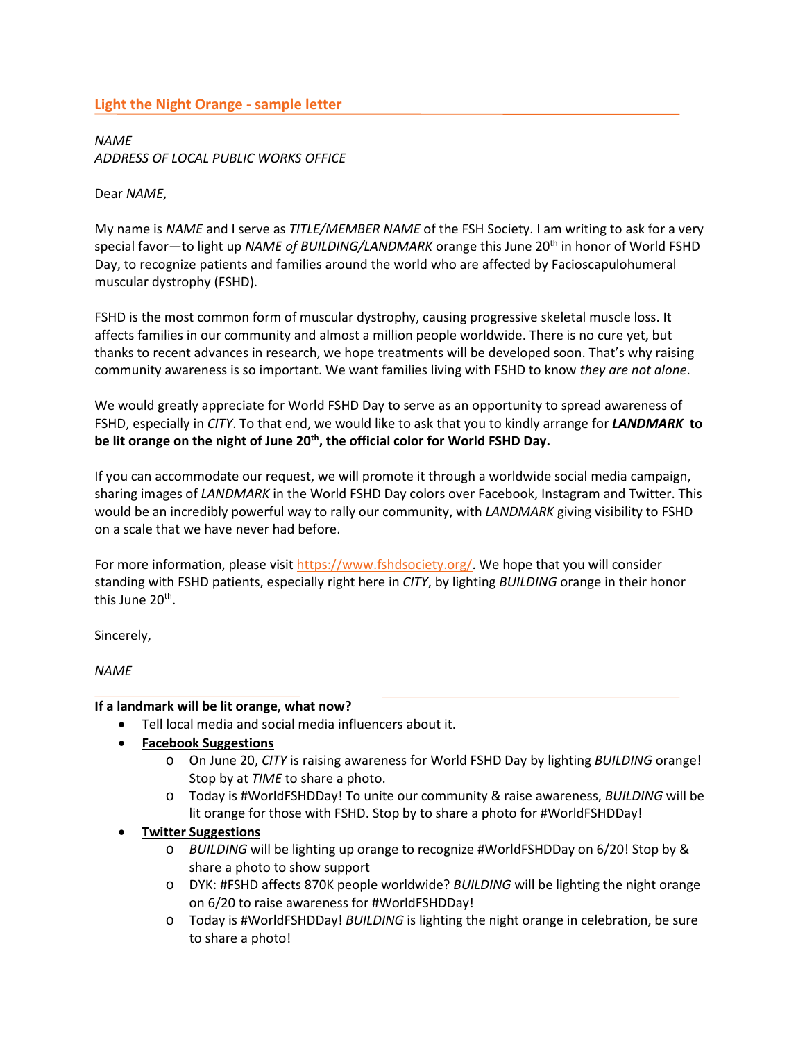## Light the Night Orange - sample letter

*NAME*
*ADDRESS OF LOCAL PUBLIC WORKS OFFICE*

Dear *NAME*,

My name is *NAME* and I serve as *TITLE/MEMBER NAME* of the FSH Society. I am writing to ask for a very special favor—to light up *NAME of BUILDING/LANDMARK* orange this June 20th in honor of World FSHD Day, to recognize patients and families around the world who are affected by Facioscapulohumeral muscular dystrophy (FSHD).

FSHD is the most common form of muscular dystrophy, causing progressive skeletal muscle loss. It affects families in our community and almost a million people worldwide. There is no cure yet, but thanks to recent advances in research, we hope treatments will be developed soon. That's why raising community awareness is so important. We want families living with FSHD to know *they are not alone*.

We would greatly appreciate for World FSHD Day to serve as an opportunity to spread awareness of FSHD, especially in *CITY*. To that end, we would like to ask that you to kindly arrange for ***LANDMARK* to be lit orange on the night of June 20th, the official color for World FSHD Day.**

If you can accommodate our request, we will promote it through a worldwide social media campaign, sharing images of *LANDMARK* in the World FSHD Day colors over Facebook, Instagram and Twitter. This would be an incredibly powerful way to rally our community, with *LANDMARK* giving visibility to FSHD on a scale that we have never had before.

For more information, please visit https://www.fshdsociety.org/. We hope that you will consider standing with FSHD patients, especially right here in *CITY*, by lighting *BUILDING* orange in their honor this June 20th.

Sincerely,

*NAME*

---

**If a landmark will be lit orange, what now?**

- Tell local media and social media influencers about it.
- **Facebook Suggestions**
  - On June 20, *CITY* is raising awareness for World FSHD Day by lighting *BUILDING* orange! Stop by at *TIME* to share a photo.
  - Today is #WorldFSHDDay! To unite our community & raise awareness, *BUILDING* will be lit orange for those with FSHD. Stop by to share a photo for #WorldFSHDDay!
- **Twitter Suggestions**
  - *BUILDING* will be lighting up orange to recognize #WorldFSHDDay on 6/20! Stop by & share a photo to show support
  - DYK: #FSHD affects 870K people worldwide? *BUILDING* will be lighting the night orange on 6/20 to raise awareness for #WorldFSHDDay!
  - Today is #WorldFSHDDay! *BUILDING* is lighting the night orange in celebration, be sure to share a photo!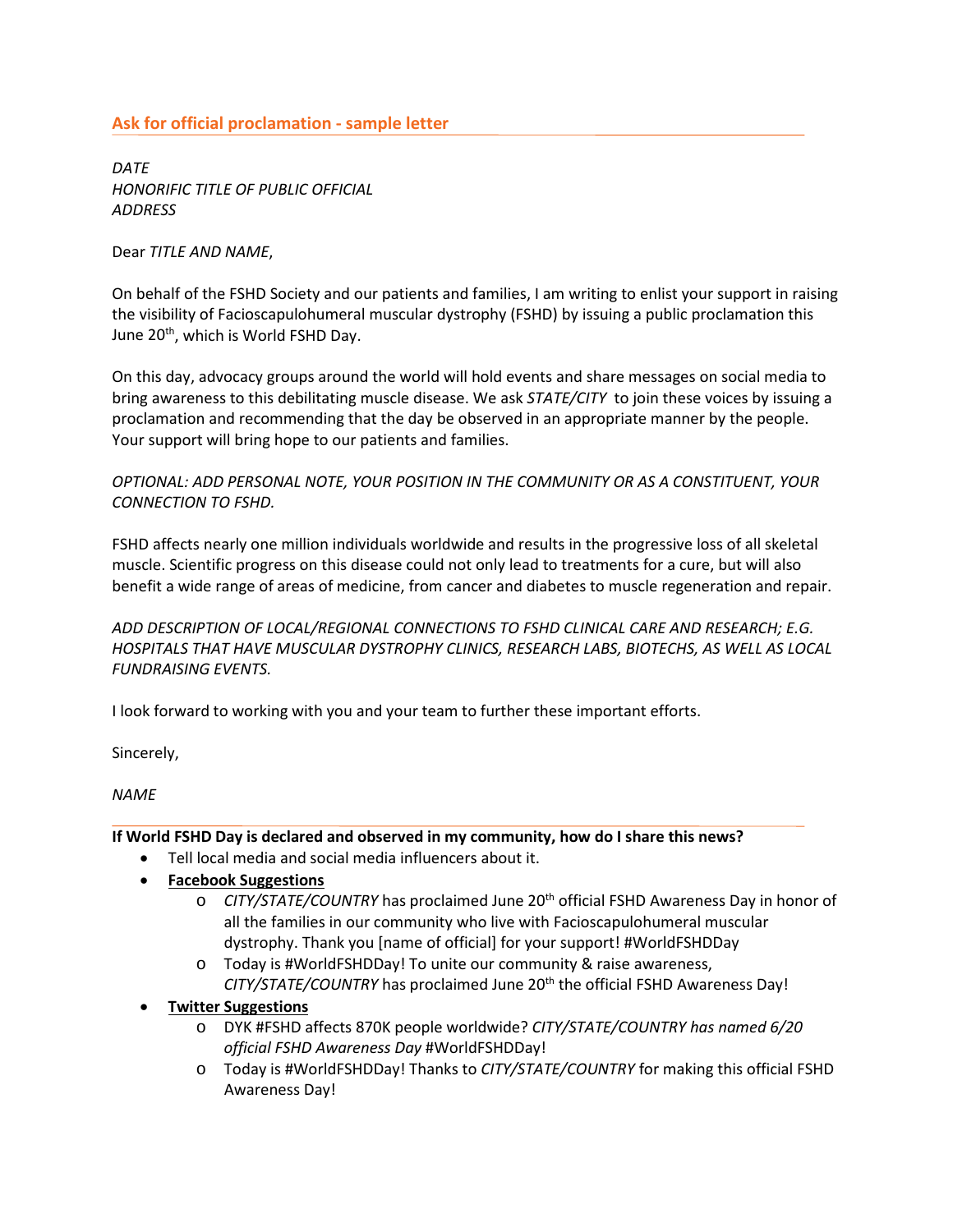## Ask for official proclamation - sample letter

*DATE*
*HONORIFIC TITLE OF PUBLIC OFFICIAL*
*ADDRESS*

Dear *TITLE AND NAME*,

On behalf of the FSHD Society and our patients and families, I am writing to enlist your support in raising the visibility of Facioscapulohumeral muscular dystrophy (FSHD) by issuing a public proclamation this June 20th, which is World FSHD Day.

On this day, advocacy groups around the world will hold events and share messages on social media to bring awareness to this debilitating muscle disease. We ask *STATE/CITY* to join these voices by issuing a proclamation and recommending that the day be observed in an appropriate manner by the people. Your support will bring hope to our patients and families.

*OPTIONAL: ADD PERSONAL NOTE, YOUR POSITION IN THE COMMUNITY OR AS A CONSTITUENT, YOUR CONNECTION TO FSHD.*

FSHD affects nearly one million individuals worldwide and results in the progressive loss of all skeletal muscle. Scientific progress on this disease could not only lead to treatments for a cure, but will also benefit a wide range of areas of medicine, from cancer and diabetes to muscle regeneration and repair.

*ADD DESCRIPTION OF LOCAL/REGIONAL CONNECTIONS TO FSHD CLINICAL CARE AND RESEARCH; E.G. HOSPITALS THAT HAVE MUSCULAR DYSTROPHY CLINICS, RESEARCH LABS, BIOTECHS, AS WELL AS LOCAL FUNDRAISING EVENTS.*

I look forward to working with you and your team to further these important efforts.

Sincerely,

*NAME*

---

**If World FSHD Day is declared and observed in my community, how do I share this news?**

- Tell local media and social media influencers about it.
- **Facebook Suggestions**
  - *CITY/STATE/COUNTRY* has proclaimed June 20th official FSHD Awareness Day in honor of all the families in our community who live with Facioscapulohumeral muscular dystrophy. Thank you [name of official] for your support! #WorldFSHDDay
  - Today is #WorldFSHDDay! To unite our community & raise awareness, *CITY/STATE/COUNTRY* has proclaimed June 20th the official FSHD Awareness Day!
- **Twitter Suggestions**
  - DYK #FSHD affects 870K people worldwide? *CITY/STATE/COUNTRY has named 6/20 official FSHD Awareness Day* #WorldFSHDDay!
  - Today is #WorldFSHDDay! Thanks to *CITY/STATE/COUNTRY* for making this official FSHD Awareness Day!